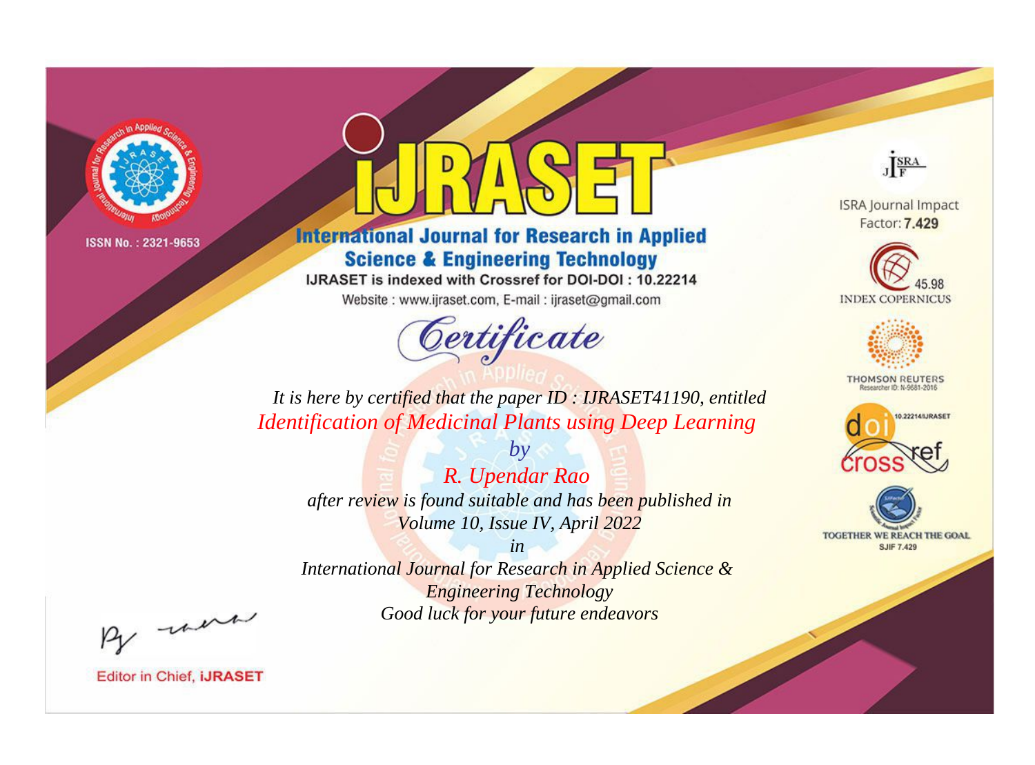ISSN No. : 2321-9653

# IJRASET

## International Journal for Research in Applied Science & Engineering Technology

IJRASET is indexed with Crossref for DOI-DOI : 10.22214

Website : www.ijraset.com, E-mail : ijraset@gmail.com

## Certificate

*It is here by certified that the paper ID : IJRASET41190, entitled*

*Identification of Medicinal Plants using Deep Learning*

*by*

*R. Upendar Rao*

*after review is found suitable and has been published in*

*Volume 10, Issue IV, April 2022*

*in*

*International Journal for Research in Applied Science & Engineering Technology*

*Good luck for your future endeavors*

ISRA Journal Impact Factor: **7.429**

45.98 INDEX COPERNICUS

THOMSON REUTERS Researcher ID: N-9681-2016

10.22214/IJRASET

TOGETHER WE REACH THE GOAL SJIF 7.429

Editor in Chief, **iJRASET**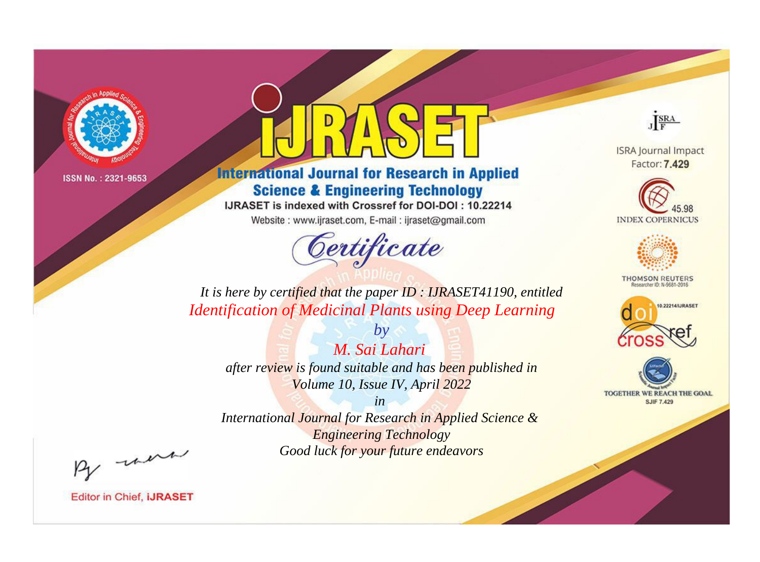ISSN No. : 2321-9653

# iJRASET

## International Journal for Research in Applied Science & Engineering Technology

IJRASET is indexed with Crossref for DOI-DOI : 10.22214

Website : www.ijraset.com, E-mail : ijraset@gmail.com

*Certificate*

*It is here by certified that the paper ID : IJRASET41190, entitled*

*Identification of Medicinal Plants using Deep Learning*

*by*

*M. Sai Lahari*

*after review is found suitable and has been published in*

*Volume 10, Issue IV, April 2022*

*in*

*International Journal for Research in Applied Science & Engineering Technology*

*Good luck for your future endeavors*

ISRA Journal Impact Factor: **7.429**

45.98 INDEX COPERNICUS

THOMSON REUTERS Researcher ID: N-9681-2016

10.22214/IJRASET

TOGETHER WE REACH THE GOAL SJIF 7.429

Editor in Chief, **iJRASET**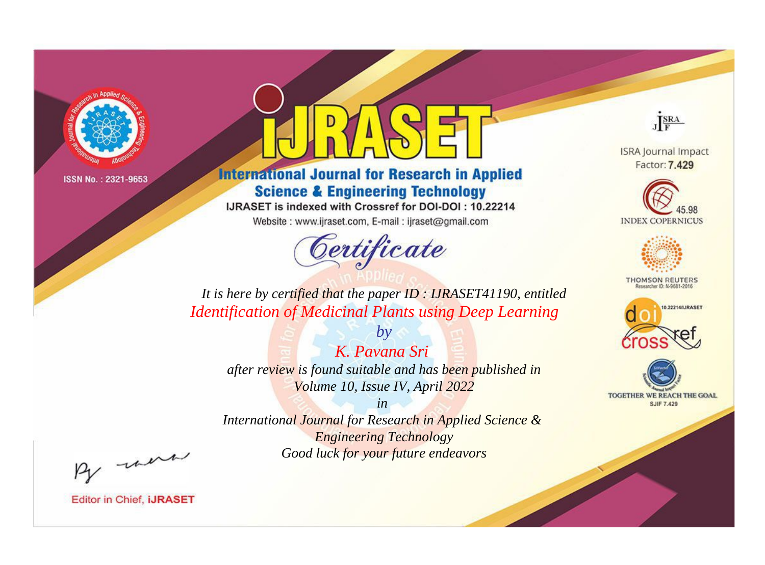ISSN No. : 2321-9653

# iJRASET

## International Journal for Research in Applied Science & Engineering Technology

IJRASET is indexed with Crossref for DOI-DOI : 10.22214

Website : www.ijraset.com, E-mail : ijraset@gmail.com

# Certificate

*It is here by certified that the paper ID : IJRASET41190, entitled*

*Identification of Medicinal Plants using Deep Learning*

*by*

*K. Pavana Sri*

*after review is found suitable and has been published in*

*Volume 10, Issue IV, April 2022*

*in*

*International Journal for Research in Applied Science & Engineering Technology*

*Good luck for your future endeavors*

ISRA Journal Impact Factor: **7.429**

45.98 INDEX COPERNICUS

THOMSON REUTERS Researcher ID: N-9681-2016

10.22214/IJRASET

TOGETHER WE REACH THE GOAL SJIF 7.429

Editor in Chief, **iJRASET**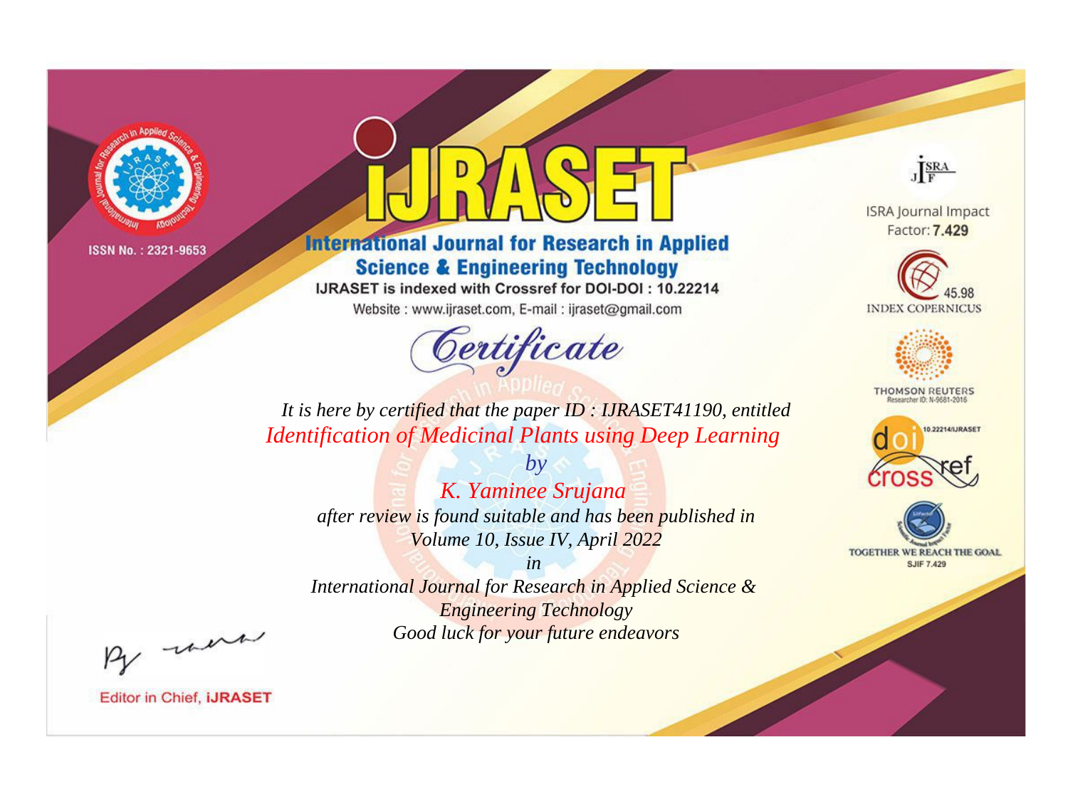ISSN No. : 2321-9653

# IJRASET

## International Journal for Research in Applied Science & Engineering Technology

IJRASET is indexed with Crossref for DOI-DOI : 10.22214

Website : www.ijraset.com, E-mail : ijraset@gmail.com

ISRA Journal Impact Factor: **7.429**

45.98 INDEX COPERNICUS

THOMSON REUTERS Researcher ID: N-9681-2016

10.22214/IJRASET

TOGETHER WE REACH THE GOAL SJIF 7.429

# Certificate

*It is here by certified that the paper ID : IJRASET41190, entitled*

*Identification of Medicinal Plants using Deep Learning*

*by*

*K. Yaminee Srujana*

*after review is found suitable and has been published in*

*Volume 10, Issue IV, April 2022*

*in*

*International Journal for Research in Applied Science & Engineering Technology*

*Good luck for your future endeavors*

Editor in Chief, **IJRASET**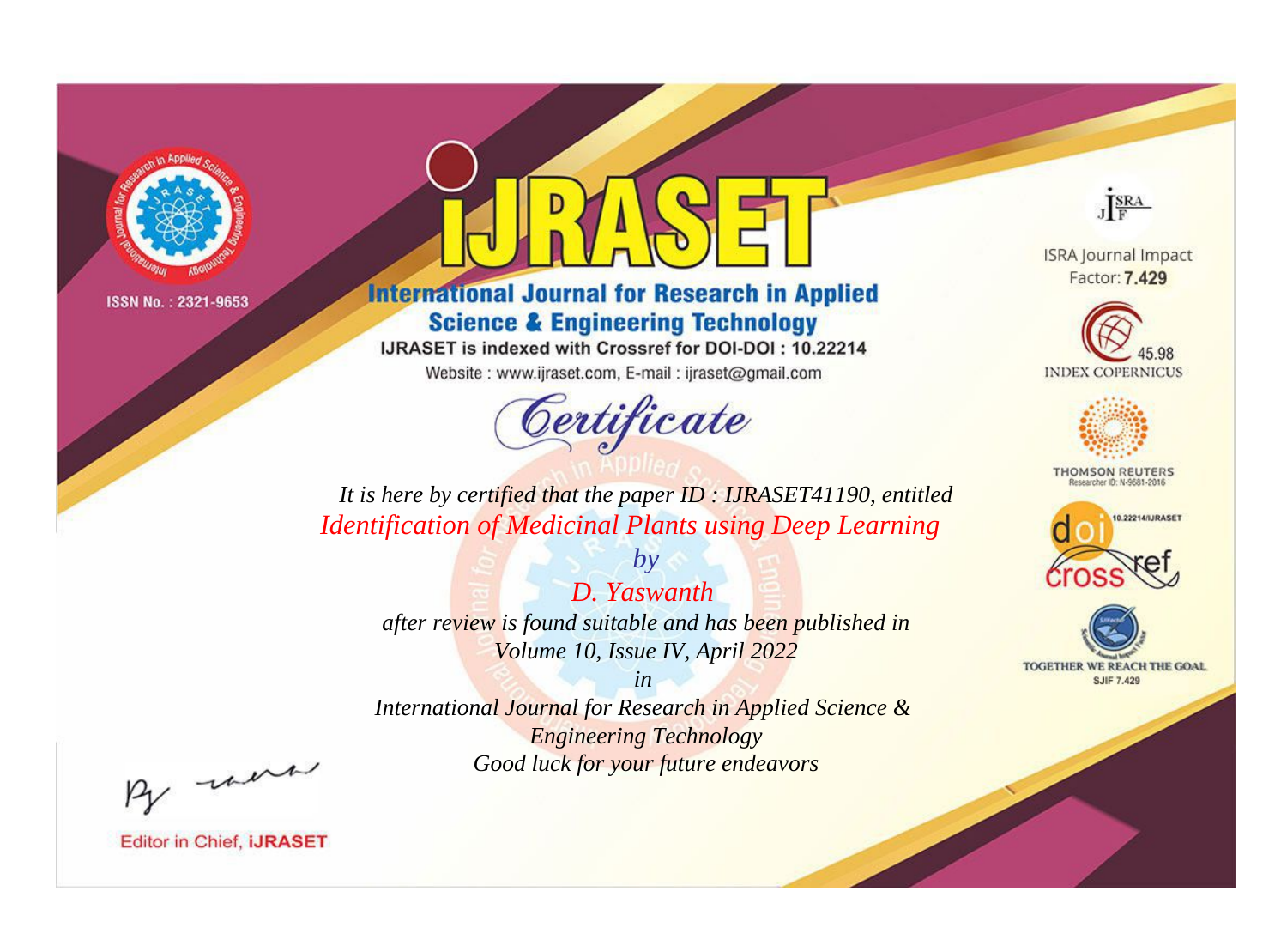ISSN No. : 2321-9653

# iJRASET

## International Journal for Research in Applied Science & Engineering Technology

IJRASET is indexed with Crossref for DOI-DOI : 10.22214

Website : www.ijraset.com, E-mail : ijraset@gmail.com

ISRA Journal Impact Factor: **7.429**

45.98 INDEX COPERNICUS

THOMSON REUTERS Researcher ID: N-9681-2016

10.22214/IJRASET

TOGETHER WE REACH THE GOAL SJIF 7.429

*Certificate*

*It is here by certified that the paper ID : IJRASET41190, entitled*

*Identification of Medicinal Plants using Deep Learning*

*by*

*D. Yaswanth*

*after review is found suitable and has been published in*

*Volume 10, Issue IV, April 2022*

*in*

*International Journal for Research in Applied Science & Engineering Technology*

*Good luck for your future endeavors*

Editor in Chief, **iJRASET**